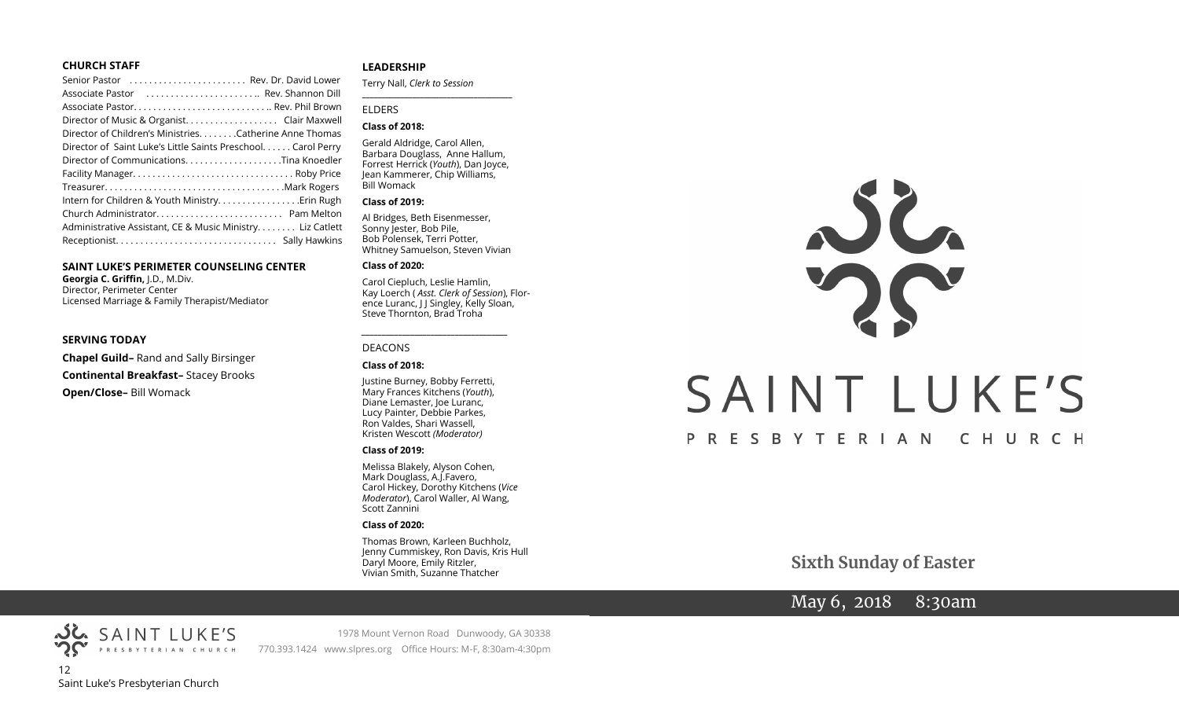## CHURCH STAFF

Senior Pastor ........................ Rev. Dr. David Lower
Associate Pastor ........................ Rev. Shannon Dill
Associate Pastor............................. Rev. Phil Brown
Director of Music & Organist................... Clair Maxwell
Director of Children's Ministries........Catherine Anne Thomas
Director of Saint Luke's Little Saints Preschool...... Carol Perry
Director of Communications...................Tina Knoedler
Facility Manager................................ Roby Price
Treasurer....................................Mark Rogers
Intern for Children & Youth Ministry................Erin Rugh
Church Administrator.......................... Pam Melton
Administrative Assistant, CE & Music Ministry........ Liz Catlett
Receptionist................................ Sally Hawkins

## SAINT LUKE'S PERIMETER COUNSELING CENTER

**Georgia C. Griffin,** J.D., M.Div.
Director, Perimeter Center
Licensed Marriage & Family Therapist/Mediator

## SERVING TODAY

**Chapel Guild–** Rand and Sally Birsinger

**Continental Breakfast–** Stacey Brooks

**Open/Close–** Bill Womack

## LEADERSHIP

Terry Nall, *Clerk to Session*

ELDERS

**Class of 2018:**

Gerald Aldridge, Carol Allen, Barbara Douglass, Anne Hallum, Forrest Herrick (*Youth*), Dan Joyce, Jean Kammerer, Chip Williams, Bill Womack

**Class of 2019:**

Al Bridges, Beth Eisenmesser, Sonny Jester, Bob Pile, Bob Polensek, Terri Potter, Whitney Samuelson, Steven Vivian

**Class of 2020:**

Carol Ciepluch, Leslie Hamlin, Kay Loerch ( *Asst. Clerk of Session*), Florence Luranc, J J Singley, Kelly Sloan, Steve Thornton, Brad Troha

DEACONS

**Class of 2018:**

Justine Burney, Bobby Ferretti, Mary Frances Kitchens (*Youth*), Diane Lemaster, Joe Luranc, Lucy Painter, Debbie Parkes, Ron Valdes, Shari Wassell, Kristen Wescott *(Moderator)*

**Class of 2019:**

Melissa Blakely, Alyson Cohen, Mark Douglass, A.J.Favero, Carol Hickey, Dorothy Kitchens (*Vice Moderator*), Carol Waller, Al Wang, Scott Zannini

**Class of 2020:**

Thomas Brown, Karleen Buchholz, Jenny Cummiskey, Ron Davis, Kris Hull, Daryl Moore, Emily Ritzler, Vivian Smith, Suzanne Thatcher

SAINT LUKE'S PRESBYTERIAN CHURCH

1978 Mount Vernon Road Dunwoody, GA 30338
770.393.1424 www.slpres.org Office Hours: M-F, 8:30am-4:30pm

Saint Luke's Presbyterian Church

# SAINT LUKE'S
PRESBYTERIAN CHURCH

**Sixth Sunday of Easter**

May 6, 2018 8:30am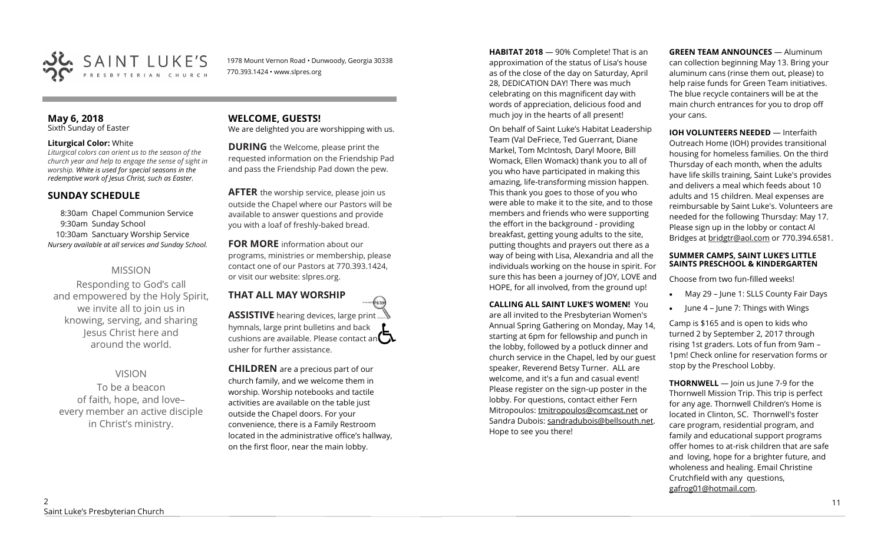SAINT LUKE'S PRESBYTERIAN CHURCH

1978 Mount Vernon Road • Dunwoody, Georgia 30338
770.393.1424 • www.slpres.org

**May 6, 2018**
Sixth Sunday of Easter

**Liturgical Color:** White
*Liturgical colors can orient us to the season of the church year and help to engage the sense of sight in worship. White is used for special seasons in the redemptive work of Jesus Christ, such as Easter.*

## SUNDAY SCHEDULE

8:30am Chapel Communion Service
9:30am Sunday School
10:30am Sanctuary Worship Service
*Nursery available at all services and Sunday School.*

## MISSION

Responding to God's call and empowered by the Holy Spirit, we invite all to join us in knowing, serving, and sharing Jesus Christ here and around the world.

## VISION

To be a beacon of faith, hope, and love– every member an active disciple in Christ's ministry.

## WELCOME, GUESTS!

We are delighted you are worshipping with us.

**DURING** the Welcome, please print the requested information on the Friendship Pad and pass the Friendship Pad down the pew.

**AFTER** the worship service, please join us outside the Chapel where our Pastors will be available to answer questions and provide you with a loaf of freshly-baked bread.

**FOR MORE** information about our programs, ministries or membership, please contact one of our Pastors at 770.393.1424, or visit our website: slpres.org.

## THAT ALL MAY WORSHIP

**ASSISTIVE** hearing devices, large print hymnals, large print bulletins and back cushions are available. Please contact an usher for further assistance.

**CHILDREN** are a precious part of our church family, and we welcome them in worship. Worship notebooks and tactile activities are available on the table just outside the Chapel doors. For your convenience, there is a Family Restroom located in the administrative office's hallway, on the first floor, near the main lobby.

**HABITAT 2018** — 90% Complete! That is an approximation of the status of Lisa's house as of the close of the day on Saturday, April 28, DEDICATION DAY! There was much celebrating on this magnificent day with words of appreciation, delicious food and much joy in the hearts of all present!

On behalf of Saint Luke's Habitat Leadership Team (Val DeFriece, Ted Guerrant, Diane Markel, Tom McIntosh, Daryl Moore, Bill Womack, Ellen Womack) thank you to all of you who have participated in making this amazing, life-transforming mission happen. This thank you goes to those of you who were able to make it to the site, and to those members and friends who were supporting the effort in the background - providing breakfast, getting young adults to the site, putting thoughts and prayers out there as a way of being with Lisa, Alexandria and all the individuals working on the house in spirit. For sure this has been a journey of JOY, LOVE and HOPE, for all involved, from the ground up!

**CALLING ALL SAINT LUKE'S WOMEN!** You are all invited to the Presbyterian Women's Annual Spring Gathering on Monday, May 14, starting at 6pm for fellowship and punch in the lobby, followed by a potluck dinner and church service in the Chapel, led by our guest speaker, Reverend Betsy Turner. ALL are welcome, and it's a fun and casual event! Please register on the sign-up poster in the lobby. For questions, contact either Fern Mitropoulos: tmitropoulos@comcast.net or Sandra Dubois: sandradubois@bellsouth.net. Hope to see you there!

**GREEN TEAM ANNOUNCES** — Aluminum can collection beginning May 13. Bring your aluminum cans (rinse them out, please) to help raise funds for Green Team initiatives. The blue recycle containers will be at the main church entrances for you to drop off your cans.

**IOH VOLUNTEERS NEEDED** — Interfaith Outreach Home (IOH) provides transitional housing for homeless families. On the third Thursday of each month, when the adults have life skills training, Saint Luke's provides and delivers a meal which feeds about 10 adults and 15 children. Meal expenses are reimbursable by Saint Luke's. Volunteers are needed for the following Thursday: May 17. Please sign up in the lobby or contact Al Bridges at bridgtr@aol.com or 770.394.6581.

**SUMMER CAMPS, SAINT LUKE'S LITTLE SAINTS PRESCHOOL & KINDERGARTEN**

Choose from two fun-filled weeks!

- May 29 – June 1: SLLS County Fair Days
- June 4 – June 7: Things with Wings

Camp is $165 and is open to kids who turned 2 by September 2, 2017 through rising 1st graders. Lots of fun from 9am – 1pm! Check online for reservation forms or stop by the Preschool Lobby.

**THORNWELL** — Join us June 7-9 for the Thornwell Mission Trip. This trip is perfect for any age. Thornwell Children's Home is located in Clinton, SC. Thornwell's foster care program, residential program, and family and educational support programs offer homes to at-risk children that are safe and loving, hope for a brighter future, and wholeness and healing. Email Christine Crutchfield with any questions, gafrog01@hotmail.com.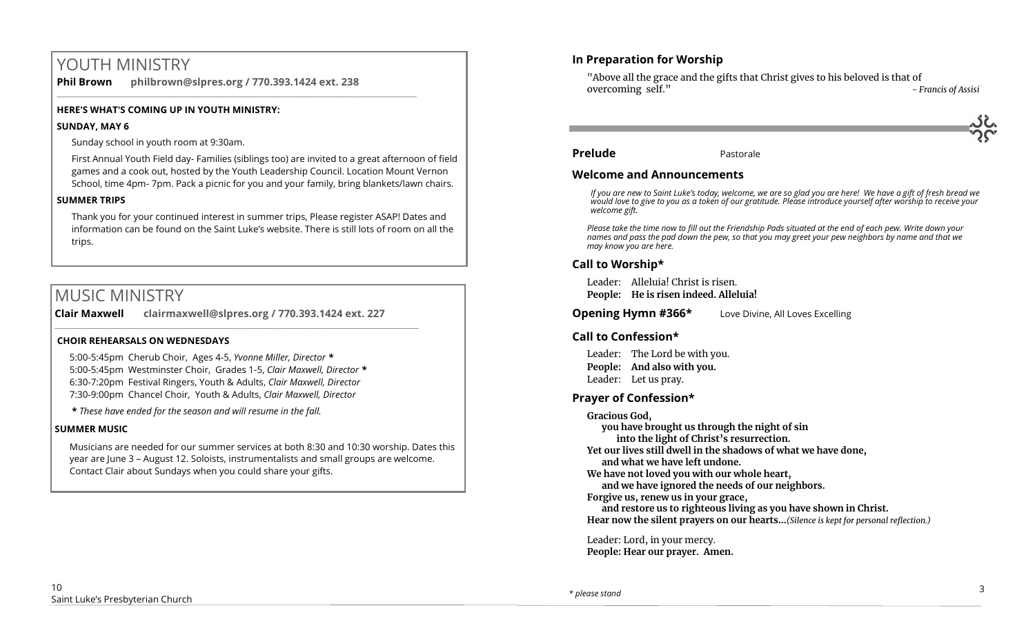# YOUTH MINISTRY

**Phil Brown** **philbrown@slpres.org / 770.393.1424 ext. 238**

**HERE'S WHAT'S COMING UP IN YOUTH MINISTRY:**

**SUNDAY, MAY 6**

Sunday school in youth room at 9:30am.

First Annual Youth Field day- Families (siblings too) are invited to a great afternoon of field games and a cook out, hosted by the Youth Leadership Council. Location Mount Vernon School, time 4pm- 7pm. Pack a picnic for you and your family, bring blankets/lawn chairs.

**SUMMER TRIPS**

Thank you for your continued interest in summer trips, Please register ASAP! Dates and information can be found on the Saint Luke's website. There is still lots of room on all the trips.

# MUSIC MINISTRY

**Clair Maxwell** **clairmaxwell@slpres.org / 770.393.1424 ext. 227**

**CHOIR REHEARSALS ON WEDNESDAYS**

5:00-5:45pm Cherub Choir, Ages 4-5, *Yvonne Miller, Director* *
5:00-5:45pm Westminster Choir, Grades 1-5, *Clair Maxwell, Director* *
6:30-7:20pm Festival Ringers, Youth & Adults, *Clair Maxwell, Director*
7:30-9:00pm Chancel Choir, Youth & Adults, *Clair Maxwell, Director*

*\* These have ended for the season and will resume in the fall.*

**SUMMER MUSIC**

Musicians are needed for our summer services at both 8:30 and 10:30 worship. Dates this year are June 3 – August 12. Soloists, instrumentalists and small groups are welcome. Contact Clair about Sundays when you could share your gifts.

## In Preparation for Worship

"Above all the grace and the gifts that Christ gives to his beloved is that of overcoming self." *- Francis of Assisi*

**Prelude** Pastorale

## Welcome and Announcements

*If you are new to Saint Luke's today, welcome, we are so glad you are here! We have a gift of fresh bread we would love to give to you as a token of our gratitude. Please introduce yourself after worship to receive your welcome gift.*

*Please take the time now to fill out the Friendship Pads situated at the end of each pew. Write down your names and pass the pad down the pew, so that you may greet your pew neighbors by name and that we may know you are here.*

## Call to Worship*

Leader: Alleluia! Christ is risen.
**People: He is risen indeed. Alleluia!**

**Opening Hymn #366*** Love Divine, All Loves Excelling

## Call to Confession*

Leader: The Lord be with you.
**People: And also with you.**
Leader: Let us pray.

## Prayer of Confession*

**Gracious God,**
**you have brought us through the night of sin**
**into the light of Christ's resurrection.**
**Yet our lives still dwell in the shadows of what we have done,**
**and what we have left undone.**
**We have not loved you with our whole heart,**
**and we have ignored the needs of our neighbors.**
**Forgive us, renew us in your grace,**
**and restore us to righteous living as you have shown in Christ.**
**Hear now the silent prayers on our hearts...***(Silence is kept for personal reflection.)*

Leader: Lord, in your mercy.
**People: Hear our prayer. Amen.**

*\* please stand*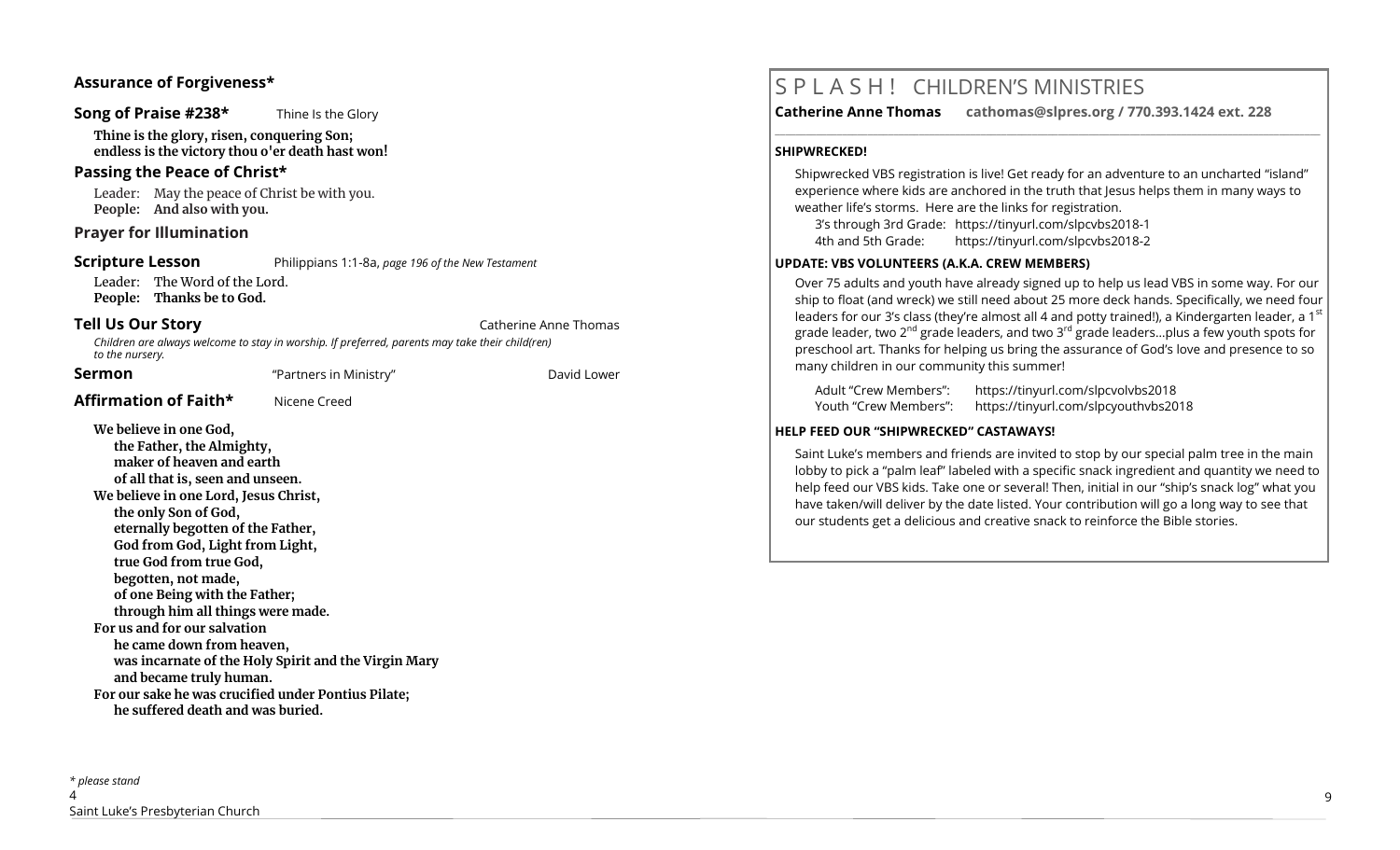## Assurance of Forgiveness*

**Song of Praise #238*** Thine Is the Glory

**Thine is the glory, risen, conquering Son;**
**endless is the victory thou o'er death hast won!**

## Passing the Peace of Christ*

Leader: May the peace of Christ be with you.
**People: And also with you.**

## Prayer for Illumination

**Scripture Lesson** Philippians 1:1-8a, *page 196 of the New Testament*

Leader: The Word of the Lord.
**People: Thanks be to God.**

**Tell Us Our Story** Catherine Anne Thomas

*Children are always welcome to stay in worship. If preferred, parents may take their child(ren) to the nursery.*

**Sermon** "Partners in Ministry" David Lower

**Affirmation of Faith*** Nicene Creed

**We believe in one God,**
**the Father, the Almighty,**
**maker of heaven and earth**
**of all that is, seen and unseen.**
**We believe in one Lord, Jesus Christ,**
**the only Son of God,**
**eternally begotten of the Father,**
**God from God, Light from Light,**
**true God from true God,**
**begotten, not made,**
**of one Being with the Father;**
**through him all things were made.**
**For us and for our salvation**
**he came down from heaven,**
**was incarnate of the Holy Spirit and the Virgin Mary**
**and became truly human.**
**For our sake he was crucified under Pontius Pilate;**
**he suffered death and was buried.**

*\* please stand*

# S P L A S H ! CHILDREN'S MINISTRIES

**Catherine Anne Thomas cathomas@slpres.org / 770.393.1424 ext. 228**

### SHIPWRECKED!

Shipwrecked VBS registration is live! Get ready for an adventure to an uncharted "island" experience where kids are anchored in the truth that Jesus helps them in many ways to weather life's storms. Here are the links for registration.

3's through 3rd Grade: https://tinyurl.com/slpcvbs2018-1
4th and 5th Grade: https://tinyurl.com/slpcvbs2018-2

### UPDATE: VBS VOLUNTEERS (A.K.A. CREW MEMBERS)

Over 75 adults and youth have already signed up to help us lead VBS in some way. For our ship to float (and wreck) we still need about 25 more deck hands. Specifically, we need four leaders for our 3's class (they're almost all 4 and potty trained!), a Kindergarten leader, a 1st grade leader, two 2nd grade leaders, and two 3rd grade leaders...plus a few youth spots for preschool art. Thanks for helping us bring the assurance of God's love and presence to so many children in our community this summer!

Adult "Crew Members": https://tinyurl.com/slpcvolvbs2018
Youth "Crew Members": https://tinyurl.com/slpcyouthvbs2018

### HELP FEED OUR "SHIPWRECKED" CASTAWAYS!

Saint Luke's members and friends are invited to stop by our special palm tree in the main lobby to pick a "palm leaf" labeled with a specific snack ingredient and quantity we need to help feed our VBS kids. Take one or several! Then, initial in our "ship's snack log" what you have taken/will deliver by the date listed. Your contribution will go a long way to see that our students get a delicious and creative snack to reinforce the Bible stories.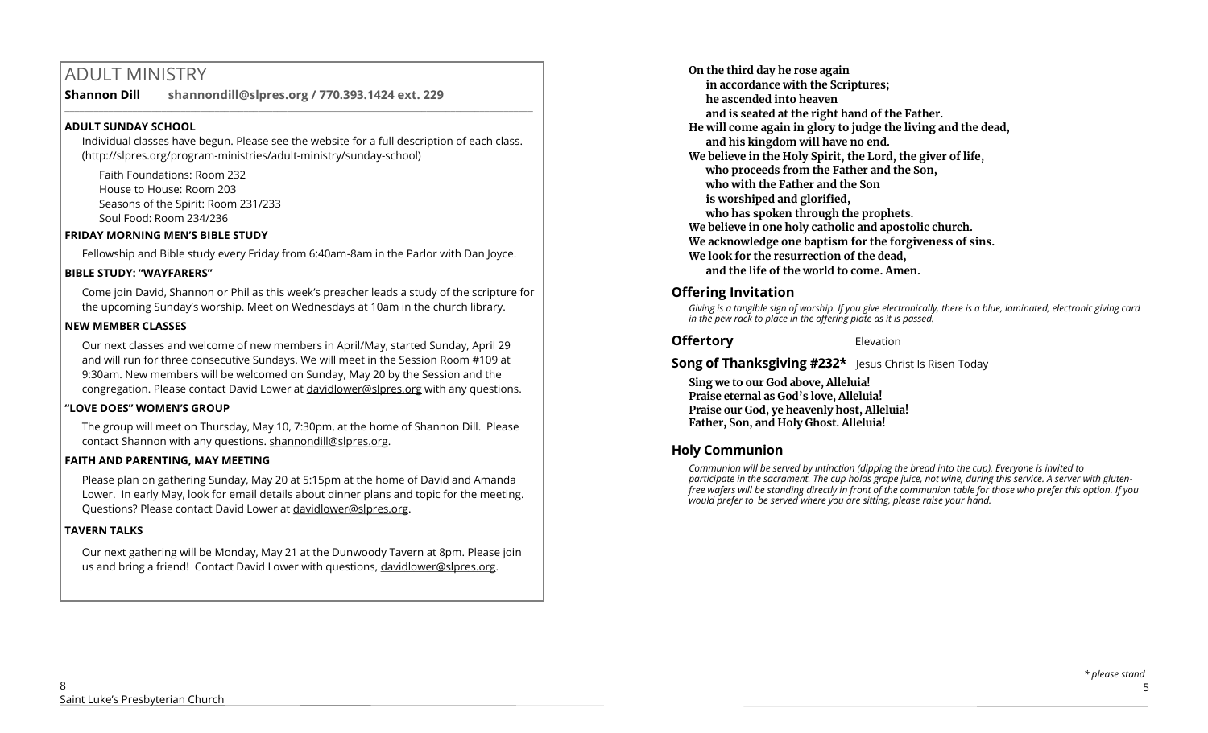# ADULT MINISTRY

**Shannon Dill shannondill@slpres.org / 770.393.1424 ext. 229**

**ADULT SUNDAY SCHOOL**

Individual classes have begun. Please see the website for a full description of each class. (http://slpres.org/program-ministries/adult-ministry/sunday-school)

Faith Foundations: Room 232
House to House: Room 203
Seasons of the Spirit: Room 231/233
Soul Food: Room 234/236

**FRIDAY MORNING MEN'S BIBLE STUDY**

Fellowship and Bible study every Friday from 6:40am-8am in the Parlor with Dan Joyce.

**BIBLE STUDY: "WAYFARERS"**

Come join David, Shannon or Phil as this week's preacher leads a study of the scripture for the upcoming Sunday's worship. Meet on Wednesdays at 10am in the church library.

**NEW MEMBER CLASSES**

Our next classes and welcome of new members in April/May, started Sunday, April 29 and will run for three consecutive Sundays. We will meet in the Session Room #109 at 9:30am. New members will be welcomed on Sunday, May 20 by the Session and the congregation. Please contact David Lower at davidlower@slpres.org with any questions.

**"LOVE DOES" WOMEN'S GROUP**

The group will meet on Thursday, May 10, 7:30pm, at the home of Shannon Dill. Please contact Shannon with any questions. shannondill@slpres.org.

**FAITH AND PARENTING, MAY MEETING**

Please plan on gathering Sunday, May 20 at 5:15pm at the home of David and Amanda Lower. In early May, look for email details about dinner plans and topic for the meeting. Questions? Please contact David Lower at davidlower@slpres.org.

**TAVERN TALKS**

Our next gathering will be Monday, May 21 at the Dunwoody Tavern at 8pm. Please join us and bring a friend! Contact David Lower with questions, davidlower@slpres.org.

**On the third day he rose again**
**in accordance with the Scriptures;**
**he ascended into heaven**
**and is seated at the right hand of the Father.**
**He will come again in glory to judge the living and the dead,**
**and his kingdom will have no end.**
**We believe in the Holy Spirit, the Lord, the giver of life,**
**who proceeds from the Father and the Son,**
**who with the Father and the Son**
**is worshiped and glorified,**
**who has spoken through the prophets.**
**We believe in one holy catholic and apostolic church.**
**We acknowledge one baptism for the forgiveness of sins.**
**We look for the resurrection of the dead,**
**and the life of the world to come. Amen.**

## Offering Invitation

*Giving is a tangible sign of worship. If you give electronically, there is a blue, laminated, electronic giving card in the pew rack to place in the offering plate as it is passed.*

## Offertory
Elevation

## Song of Thanksgiving #232*
Jesus Christ Is Risen Today

**Sing we to our God above, Alleluia!**
**Praise eternal as God's love, Alleluia!**
**Praise our God, ye heavenly host, Alleluia!**
**Father, Son, and Holy Ghost. Alleluia!**

## Holy Communion

*Communion will be served by intinction (dipping the bread into the cup). Everyone is invited to participate in the sacrament. The cup holds grape juice, not wine, during this service. A server with gluten-free wafers will be standing directly in front of the communion table for those who prefer this option. If you would prefer to be served where you are sitting, please raise your hand.*

*\* please stand*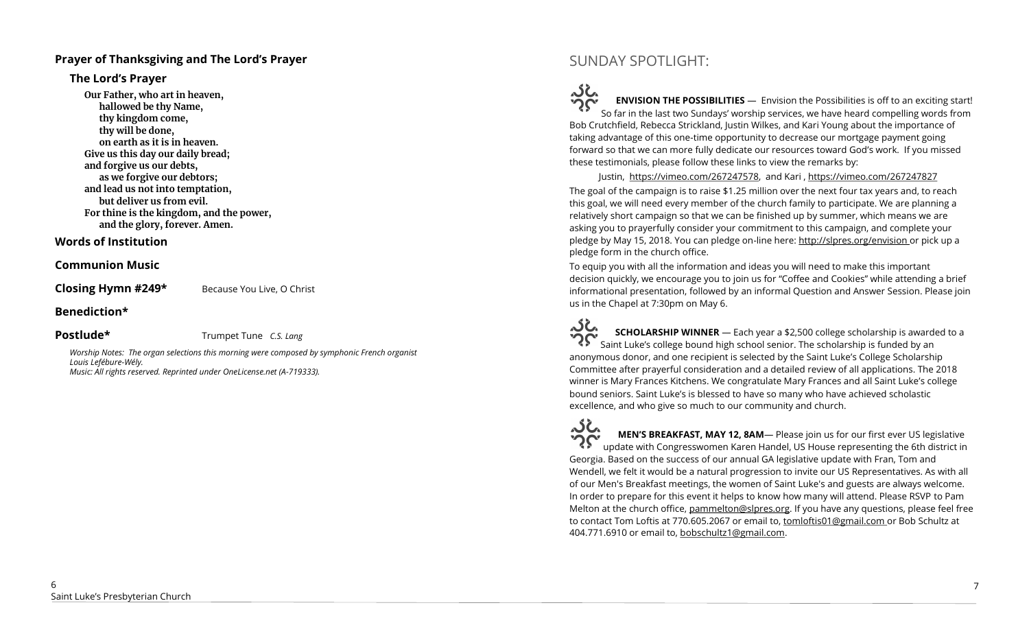## Prayer of Thanksgiving and The Lord's Prayer

### The Lord's Prayer

**Our Father, who art in heaven,**
**hallowed be thy Name,**
**thy kingdom come,**
**thy will be done,**
**on earth as it is in heaven.**
**Give us this day our daily bread;**
**and forgive us our debts,**
**as we forgive our debtors;**
**and lead us not into temptation,**
**but deliver us from evil.**
**For thine is the kingdom, and the power,**
**and the glory, forever. Amen.**

## Words of Institution

## Communion Music

**Closing Hymn #249*** Because You Live, O Christ

## Benediction*

**Postlude*** Trumpet Tune *C.S. Lang*

*Worship Notes: The organ selections this morning were composed by symphonic French organist Louis Lefébure-Wély.*
*Music: All rights reserved. Reprinted under OneLicense.net (A-719333).*

# SUNDAY SPOTLIGHT:

**ENVISION THE POSSIBILITIES** — Envision the Possibilities is off to an exciting start! So far in the last two Sundays' worship services, we have heard compelling words from Bob Crutchfield, Rebecca Strickland, Justin Wilkes, and Kari Young about the importance of taking advantage of this one-time opportunity to decrease our mortgage payment going forward so that we can more fully dedicate our resources toward God's work. If you missed these testimonials, please follow these links to view the remarks by:

Justin, https://vimeo.com/267247578, and Kari , https://vimeo.com/267247827

The goal of the campaign is to raise $1.25 million over the next four tax years and, to reach this goal, we will need every member of the church family to participate. We are planning a relatively short campaign so that we can be finished up by summer, which means we are asking you to prayerfully consider your commitment to this campaign, and complete your pledge by May 15, 2018. You can pledge on-line here: http://slpres.org/envision or pick up a pledge form in the church office.

To equip you with all the information and ideas you will need to make this important decision quickly, we encourage you to join us for "Coffee and Cookies" while attending a brief informational presentation, followed by an informal Question and Answer Session. Please join us in the Chapel at 7:30pm on May 6.

**SCHOLARSHIP WINNER** — Each year a $2,500 college scholarship is awarded to a Saint Luke's college bound high school senior. The scholarship is funded by an anonymous donor, and one recipient is selected by the Saint Luke's College Scholarship Committee after prayerful consideration and a detailed review of all applications. The 2018 winner is Mary Frances Kitchens. We congratulate Mary Frances and all Saint Luke's college bound seniors. Saint Luke's is blessed to have so many who have achieved scholastic excellence, and who give so much to our community and church.

**MEN'S BREAKFAST, MAY 12, 8AM**— Please join us for our first ever US legislative update with Congresswomen Karen Handel, US House representing the 6th district in Georgia. Based on the success of our annual GA legislative update with Fran, Tom and Wendell, we felt it would be a natural progression to invite our US Representatives. As with all of our Men's Breakfast meetings, the women of Saint Luke's and guests are always welcome. In order to prepare for this event it helps to know how many will attend. Please RSVP to Pam Melton at the church office, pammelton@slpres.org. If you have any questions, please feel free to contact Tom Loftis at 770.605.2067 or email to, tomloftis01@gmail.com or Bob Schultz at 404.771.6910 or email to, bobschultz1@gmail.com.